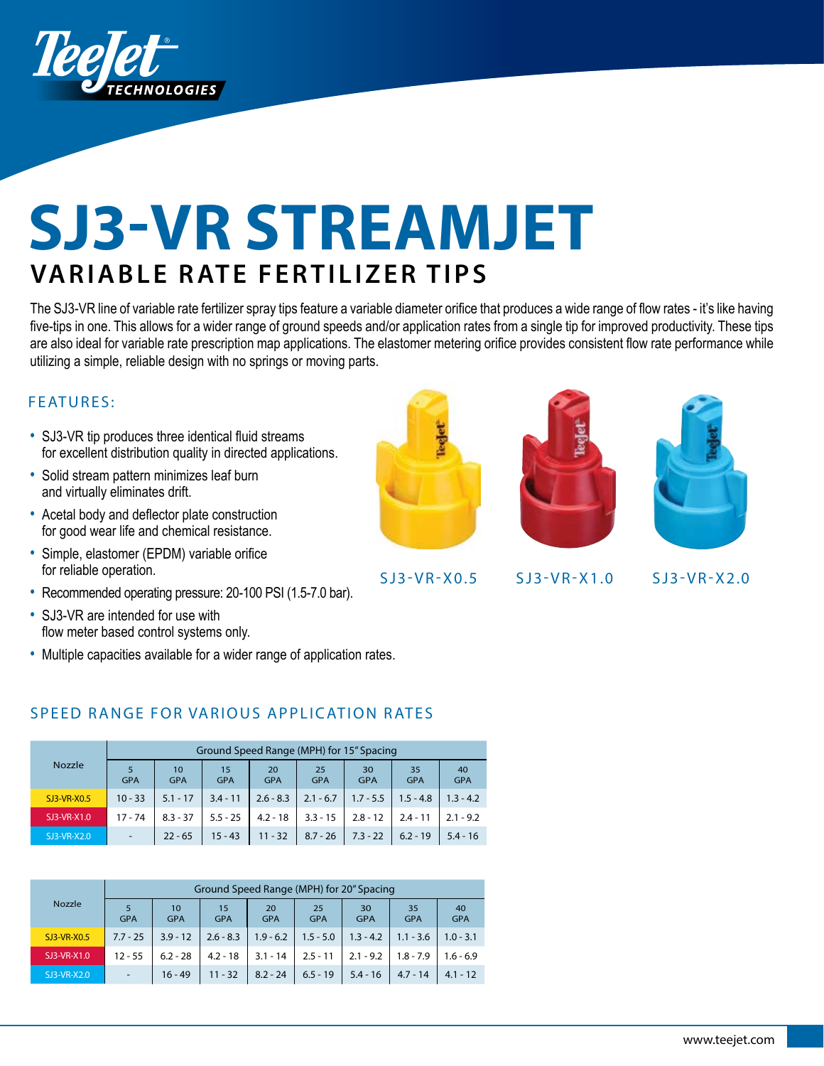# SJ3-VR STREAMJET

## VARIABLE RATE FERTILIZER TIPS

The SJ3-VR line of variable rate fertilizer spray tips feature a variable diameter orifice that produces a wide range of flow rates - it's like having five-tips in one. This allows for a wider range of ground speeds and/or application rates from a single tip for improved productivity. These tips are also ideal for variable rate prescription map applications. The elastomer metering orifice provides consistent flow rate performance while utilizing a simple, reliable design with no springs or moving parts.

### FEATURES:

- SJ3-VR tip produces three identical fluid streams for excellent distribution quality in directed applications.
- Solid stream pattern minimizes leaf burn and virtually eliminates drift.
- Acetal body and deflector plate construction for good wear life and chemical resistance.
- Simple, elastomer (EPDM) variable orifice for reliable operation.
- Recommended operating pressure: 20-100 PSI (1.5-7.0 bar).
- SJ3-VR are intended for use with flow meter based control systems only.
- Multiple capacities available for a wider range of application rates.

SJ3-VR-X0.5 SJ3-VR-X1.0 SJ3-VR-X2.0

### SPEED RANGE FOR VARIOUS APPLICATION RATES

| Nozzle | Ground Speed Range (MPH) for 15" Spacing | | | | | | | |
|---|---|---|---|---|---|---|---|---|
| | 5 GPA | 10 GPA | 15 GPA | 20 GPA | 25 GPA | 30 GPA | 35 GPA | 40 GPA |
| SJ3-VR-X0.5 | 10 - 33 | 5.1 - 17 | 3.4 - 11 | 2.6 - 8.3 | 2.1 - 6.7 | 1.7 - 5.5 | 1.5 - 4.8 | 1.3 - 4.2 |
| SJ3-VR-X1.0 | 17 - 74 | 8.3 - 37 | 5.5 - 25 | 4.2 - 18 | 3.3 - 15 | 2.8 - 12 | 2.4 - 11 | 2.1 - 9.2 |
| SJ3-VR-X2.0 | - | 22 - 65 | 15 - 43 | 11 - 32 | 8.7 - 26 | 7.3 - 22 | 6.2 - 19 | 5.4 - 16 |

| Nozzle | Ground Speed Range (MPH) for 20" Spacing | | | | | | | |
|---|---|---|---|---|---|---|---|---|
| | 5 GPA | 10 GPA | 15 GPA | 20 GPA | 25 GPA | 30 GPA | 35 GPA | 40 GPA |
| SJ3-VR-X0.5 | 7.7 - 25 | 3.9 - 12 | 2.6 - 8.3 | 1.9 - 6.2 | 1.5 - 5.0 | 1.3 - 4.2 | 1.1 - 3.6 | 1.0 - 3.1 |
| SJ3-VR-X1.0 | 12 - 55 | 6.2 - 28 | 4.2 - 18 | 3.1 - 14 | 2.5 - 11 | 2.1 - 9.2 | 1.8 - 7.9 | 1.6 - 6.9 |
| SJ3-VR-X2.0 | - | 16 - 49 | 11 - 32 | 8.2 - 24 | 6.5 - 19 | 5.4 - 16 | 4.7 - 14 | 4.1 - 12 |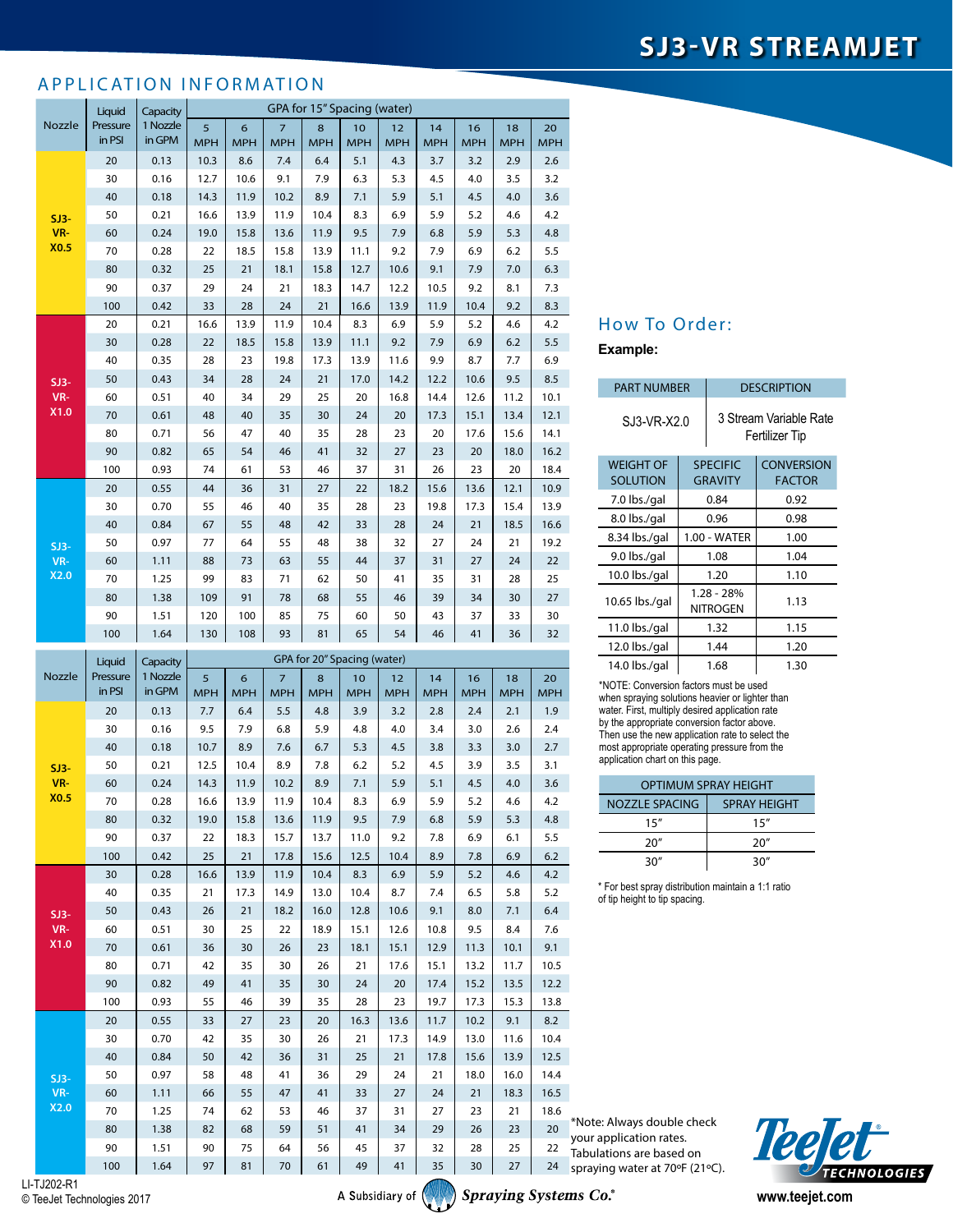# SJ3-VR STREAMJET

## APPLICATION INFORMATION

| Nozzle | Liquid Pressure in PSI | Capacity 1 Nozzle in GPM | GPA for 15" Spacing (water) | | | | | | | | | |
|---|---|---|---|---|---|---|---|---|---|---|---|---|
| | | | 5 MPH | 6 MPH | 7 MPH | 8 MPH | 10 MPH | 12 MPH | 14 MPH | 16 MPH | 18 MPH | 20 MPH |
| SJ3-VR-X0.5 | 20 | 0.13 | 10.3 | 8.6 | 7.4 | 6.4 | 5.1 | 4.3 | 3.7 | 3.2 | 2.9 | 2.6 |
| | 30 | 0.16 | 12.7 | 10.6 | 9.1 | 7.9 | 6.3 | 5.3 | 4.5 | 4.0 | 3.5 | 3.2 |
| | 40 | 0.18 | 14.3 | 11.9 | 10.2 | 8.9 | 7.1 | 5.9 | 5.1 | 4.5 | 4.0 | 3.6 |
| | 50 | 0.21 | 16.6 | 13.9 | 11.9 | 10.4 | 8.3 | 6.9 | 5.9 | 5.2 | 4.6 | 4.2 |
| | 60 | 0.24 | 19.0 | 15.8 | 13.6 | 11.9 | 9.5 | 7.9 | 6.8 | 5.9 | 5.3 | 4.8 |
| | 70 | 0.28 | 22 | 18.5 | 15.8 | 13.9 | 11.1 | 9.2 | 7.9 | 6.9 | 6.2 | 5.5 |
| | 80 | 0.32 | 25 | 21 | 18.1 | 15.8 | 12.7 | 10.6 | 9.1 | 7.9 | 7.0 | 6.3 |
| | 90 | 0.37 | 29 | 24 | 21 | 18.3 | 14.7 | 12.2 | 10.5 | 9.2 | 8.1 | 7.3 |
| | 100 | 0.42 | 33 | 28 | 24 | 21 | 16.6 | 13.9 | 11.9 | 10.4 | 9.2 | 8.3 |
| SJ3-VR-X1.0 | 20 | 0.21 | 16.6 | 13.9 | 11.9 | 10.4 | 8.3 | 6.9 | 5.9 | 5.2 | 4.6 | 4.2 |
| | 30 | 0.28 | 22 | 18.5 | 15.8 | 13.9 | 11.1 | 9.2 | 7.9 | 6.9 | 6.2 | 5.5 |
| | 40 | 0.35 | 28 | 23 | 19.8 | 17.3 | 13.9 | 11.6 | 9.9 | 8.7 | 7.7 | 6.9 |
| | 50 | 0.43 | 34 | 28 | 24 | 21 | 17.0 | 14.2 | 12.2 | 10.6 | 9.5 | 8.5 |
| | 60 | 0.51 | 40 | 34 | 29 | 25 | 20 | 16.8 | 14.4 | 12.6 | 11.2 | 10.1 |
| | 70 | 0.61 | 48 | 40 | 35 | 30 | 24 | 20 | 17.3 | 15.1 | 13.4 | 12.1 |
| | 80 | 0.71 | 56 | 47 | 40 | 35 | 28 | 23 | 20 | 17.6 | 15.6 | 14.1 |
| | 90 | 0.82 | 65 | 54 | 46 | 41 | 32 | 27 | 23 | 20 | 18.0 | 16.2 |
| | 100 | 0.93 | 74 | 61 | 53 | 46 | 37 | 31 | 26 | 23 | 20 | 18.4 |
| SJ3-VR-X2.0 | 20 | 0.55 | 44 | 36 | 31 | 27 | 22 | 18.2 | 15.6 | 13.6 | 12.1 | 10.9 |
| | 30 | 0.70 | 55 | 46 | 40 | 35 | 28 | 23 | 19.8 | 17.3 | 15.4 | 13.9 |
| | 40 | 0.84 | 67 | 55 | 48 | 42 | 33 | 28 | 24 | 21 | 18.5 | 16.6 |
| | 50 | 0.97 | 77 | 64 | 55 | 48 | 38 | 32 | 27 | 24 | 21 | 19.2 |
| | 60 | 1.11 | 88 | 73 | 63 | 55 | 44 | 37 | 31 | 27 | 24 | 22 |
| | 70 | 1.25 | 99 | 83 | 71 | 62 | 50 | 41 | 35 | 31 | 28 | 25 |
| | 80 | 1.38 | 109 | 91 | 78 | 68 | 55 | 46 | 39 | 34 | 30 | 27 |
| | 90 | 1.51 | 120 | 100 | 85 | 75 | 60 | 50 | 43 | 37 | 33 | 30 |
| | 100 | 1.64 | 130 | 108 | 93 | 81 | 65 | 54 | 46 | 41 | 36 | 32 |

| Nozzle | Liquid Pressure in PSI | Capacity 1 Nozzle in GPM | GPA for 20" Spacing (water) | | | | | | | | | |
|---|---|---|---|---|---|---|---|---|---|---|---|---|
| | | | 5 MPH | 6 MPH | 7 MPH | 8 MPH | 10 MPH | 12 MPH | 14 MPH | 16 MPH | 18 MPH | 20 MPH |
| SJ3-VR-X0.5 | 20 | 0.13 | 7.7 | 6.4 | 5.5 | 4.8 | 3.9 | 3.2 | 2.8 | 2.4 | 2.1 | 1.9 |
| | 30 | 0.16 | 9.5 | 7.9 | 6.8 | 5.9 | 4.8 | 4.0 | 3.4 | 3.0 | 2.6 | 2.4 |
| | 40 | 0.18 | 10.7 | 8.9 | 7.6 | 6.7 | 5.3 | 4.5 | 3.8 | 3.3 | 3.0 | 2.7 |
| | 50 | 0.21 | 12.5 | 10.4 | 8.9 | 7.8 | 6.2 | 5.2 | 4.5 | 3.9 | 3.5 | 3.1 |
| | 60 | 0.24 | 14.3 | 11.9 | 10.2 | 8.9 | 7.1 | 5.9 | 5.1 | 4.5 | 4.0 | 3.6 |
| | 70 | 0.28 | 16.6 | 13.9 | 11.9 | 10.4 | 8.3 | 6.9 | 5.9 | 5.2 | 4.6 | 4.2 |
| | 80 | 0.32 | 19.0 | 15.8 | 13.6 | 11.9 | 9.5 | 7.9 | 6.8 | 5.9 | 5.3 | 4.8 |
| | 90 | 0.37 | 22 | 18.3 | 15.7 | 13.7 | 11.0 | 9.2 | 7.8 | 6.9 | 6.1 | 5.5 |
| | 100 | 0.42 | 25 | 21 | 17.8 | 15.6 | 12.5 | 10.4 | 8.9 | 7.8 | 6.9 | 6.2 |
| SJ3-VR-X1.0 | 30 | 0.28 | 16.6 | 13.9 | 11.9 | 10.4 | 8.3 | 6.9 | 5.9 | 5.2 | 4.6 | 4.2 |
| | 40 | 0.35 | 21 | 17.3 | 14.9 | 13.0 | 10.4 | 8.7 | 7.4 | 6.5 | 5.8 | 5.2 |
| | 50 | 0.43 | 26 | 21 | 18.2 | 16.0 | 12.8 | 10.6 | 9.1 | 8.0 | 7.1 | 6.4 |
| | 60 | 0.51 | 30 | 25 | 22 | 18.9 | 15.1 | 12.6 | 10.8 | 9.5 | 8.4 | 7.6 |
| | 70 | 0.61 | 36 | 30 | 26 | 23 | 18.1 | 15.1 | 12.9 | 11.3 | 10.1 | 9.1 |
| | 80 | 0.71 | 42 | 35 | 30 | 26 | 21 | 17.6 | 15.1 | 13.2 | 11.7 | 10.5 |
| | 90 | 0.82 | 49 | 41 | 35 | 30 | 24 | 20 | 17.4 | 15.2 | 13.5 | 12.2 |
| | 100 | 0.93 | 55 | 46 | 39 | 35 | 28 | 23 | 19.7 | 17.3 | 15.3 | 13.8 |
| SJ3-VR-X2.0 | 20 | 0.55 | 33 | 27 | 23 | 20 | 16.3 | 13.6 | 11.7 | 10.2 | 9.1 | 8.2 |
| | 30 | 0.70 | 42 | 35 | 30 | 26 | 21 | 17.3 | 14.9 | 13.0 | 11.6 | 10.4 |
| | 40 | 0.84 | 50 | 42 | 36 | 31 | 25 | 21 | 17.8 | 15.6 | 13.9 | 12.5 |
| | 50 | 0.97 | 58 | 48 | 41 | 36 | 29 | 24 | 21 | 18.0 | 16.0 | 14.4 |
| | 60 | 1.11 | 66 | 55 | 47 | 41 | 33 | 27 | 24 | 21 | 18.3 | 16.5 |
| | 70 | 1.25 | 74 | 62 | 53 | 46 | 37 | 31 | 27 | 23 | 21 | 18.6 |
| | 80 | 1.38 | 82 | 68 | 59 | 51 | 41 | 34 | 29 | 26 | 23 | 20 |
| | 90 | 1.51 | 90 | 75 | 64 | 56 | 45 | 37 | 32 | 28 | 25 | 22 |
| | 100 | 1.64 | 97 | 81 | 70 | 61 | 49 | 41 | 35 | 30 | 27 | 24 |

## How To Order:

**Example:**

| PART NUMBER | DESCRIPTION |
|---|---|
| SJ3-VR-X2.0 | 3 Stream Variable Rate Fertilizer Tip |

| WEIGHT OF SOLUTION | SPECIFIC GRAVITY | CONVERSION FACTOR |
|---|---|---|
| 7.0 lbs./gal | 0.84 | 0.92 |
| 8.0 lbs./gal | 0.96 | 0.98 |
| 8.34 lbs./gal | 1.00 - WATER | 1.00 |
| 9.0 lbs./gal | 1.08 | 1.04 |
| 10.0 lbs./gal | 1.20 | 1.10 |
| 10.65 lbs./gal | 1.28 - 28% NITROGEN | 1.13 |
| 11.0 lbs./gal | 1.32 | 1.15 |
| 12.0 lbs./gal | 1.44 | 1.20 |
| 14.0 lbs./gal | 1.68 | 1.30 |

*NOTE: Conversion factors must be used when spraying solutions heavier or lighter than water. First, multiply desired application rate by the appropriate conversion factor above. Then use the new application rate to select the most appropriate operating pressure from the application chart on this page.

| OPTIMUM SPRAY HEIGHT | |
|---|---|
| NOZZLE SPACING | SPRAY HEIGHT |
| 15" | 15" |
| 20" | 20" |
| 30" | 30" |

* For best spray distribution maintain a 1:1 ratio of tip height to tip spacing.

*Note: Always double check your application rates. Tabulations are based on spraying water at 70ºF (21ºC).

TeeJet TECHNOLOGIES

www.teejet.com

A Subsidiary of Spraying Systems Co.®

LI-TJ202-R1
© TeeJet Technologies 2017